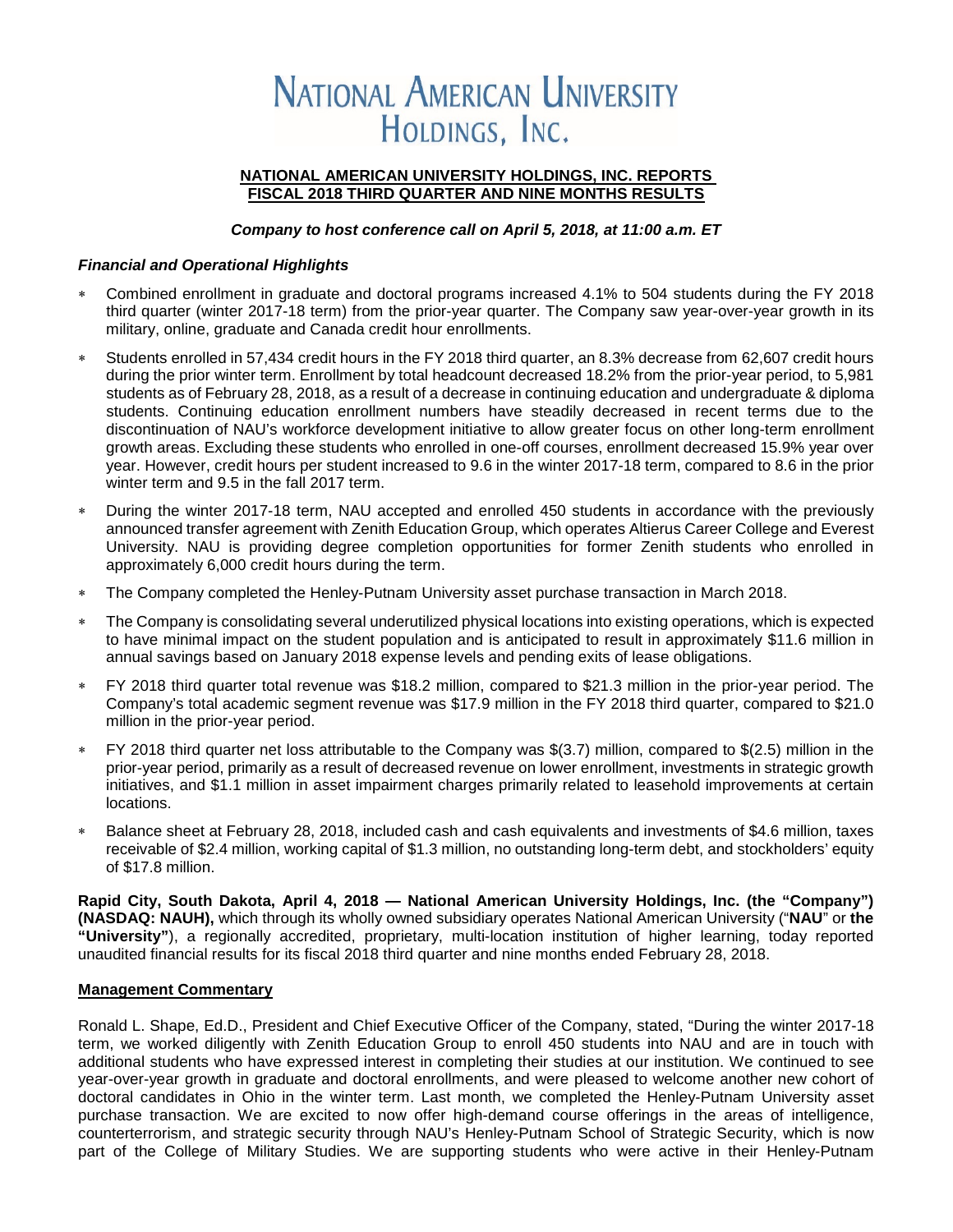# NATIONAL AMERICAN UNIVERSITY HOLDINGS, INC.

## NATIONAL AMERICAN UNIVERSITY HOLDINGS, INC. REPORTS FISCAL 2018 THIRD QUARTER AND NINE MONTHS RESULTS

***Company to host conference call on April 5, 2018, at 11:00 a.m. ET***

### *Financial and Operational Highlights*

- Combined enrollment in graduate and doctoral programs increased 4.1% to 504 students during the FY 2018 third quarter (winter 2017-18 term) from the prior-year quarter. The Company saw year-over-year growth in its military, online, graduate and Canada credit hour enrollments.
- Students enrolled in 57,434 credit hours in the FY 2018 third quarter, an 8.3% decrease from 62,607 credit hours during the prior winter term. Enrollment by total headcount decreased 18.2% from the prior-year period, to 5,981 students as of February 28, 2018, as a result of a decrease in continuing education and undergraduate & diploma students. Continuing education enrollment numbers have steadily decreased in recent terms due to the discontinuation of NAU's workforce development initiative to allow greater focus on other long-term enrollment growth areas. Excluding these students who enrolled in one-off courses, enrollment decreased 15.9% year over year. However, credit hours per student increased to 9.6 in the winter 2017-18 term, compared to 8.6 in the prior winter term and 9.5 in the fall 2017 term.
- During the winter 2017-18 term, NAU accepted and enrolled 450 students in accordance with the previously announced transfer agreement with Zenith Education Group, which operates Altierus Career College and Everest University. NAU is providing degree completion opportunities for former Zenith students who enrolled in approximately 6,000 credit hours during the term.
- The Company completed the Henley-Putnam University asset purchase transaction in March 2018.
- The Company is consolidating several underutilized physical locations into existing operations, which is expected to have minimal impact on the student population and is anticipated to result in approximately $11.6 million in annual savings based on January 2018 expense levels and pending exits of lease obligations.
- FY 2018 third quarter total revenue was $18.2 million, compared to $21.3 million in the prior-year period. The Company's total academic segment revenue was $17.9 million in the FY 2018 third quarter, compared to $21.0 million in the prior-year period.
- FY 2018 third quarter net loss attributable to the Company was $(3.7) million, compared to $(2.5) million in the prior-year period, primarily as a result of decreased revenue on lower enrollment, investments in strategic growth initiatives, and $1.1 million in asset impairment charges primarily related to leasehold improvements at certain locations.
- Balance sheet at February 28, 2018, included cash and cash equivalents and investments of $4.6 million, taxes receivable of $2.4 million, working capital of $1.3 million, no outstanding long-term debt, and stockholders' equity of $17.8 million.

**Rapid City, South Dakota, April 4, 2018 — National American University Holdings, Inc. (the "Company") (NASDAQ: NAUH),** which through its wholly owned subsidiary operates National American University ("**NAU**" or **the "University"**), a regionally accredited, proprietary, multi-location institution of higher learning, today reported unaudited financial results for its fiscal 2018 third quarter and nine months ended February 28, 2018.

### Management Commentary

Ronald L. Shape, Ed.D., President and Chief Executive Officer of the Company, stated, "During the winter 2017-18 term, we worked diligently with Zenith Education Group to enroll 450 students into NAU and are in touch with additional students who have expressed interest in completing their studies at our institution. We continued to see year-over-year growth in graduate and doctoral enrollments, and were pleased to welcome another new cohort of doctoral candidates in Ohio in the winter term. Last month, we completed the Henley-Putnam University asset purchase transaction. We are excited to now offer high-demand course offerings in the areas of intelligence, counterterrorism, and strategic security through NAU's Henley-Putnam School of Strategic Security, which is now part of the College of Military Studies. We are supporting students who were active in their Henley-Putnam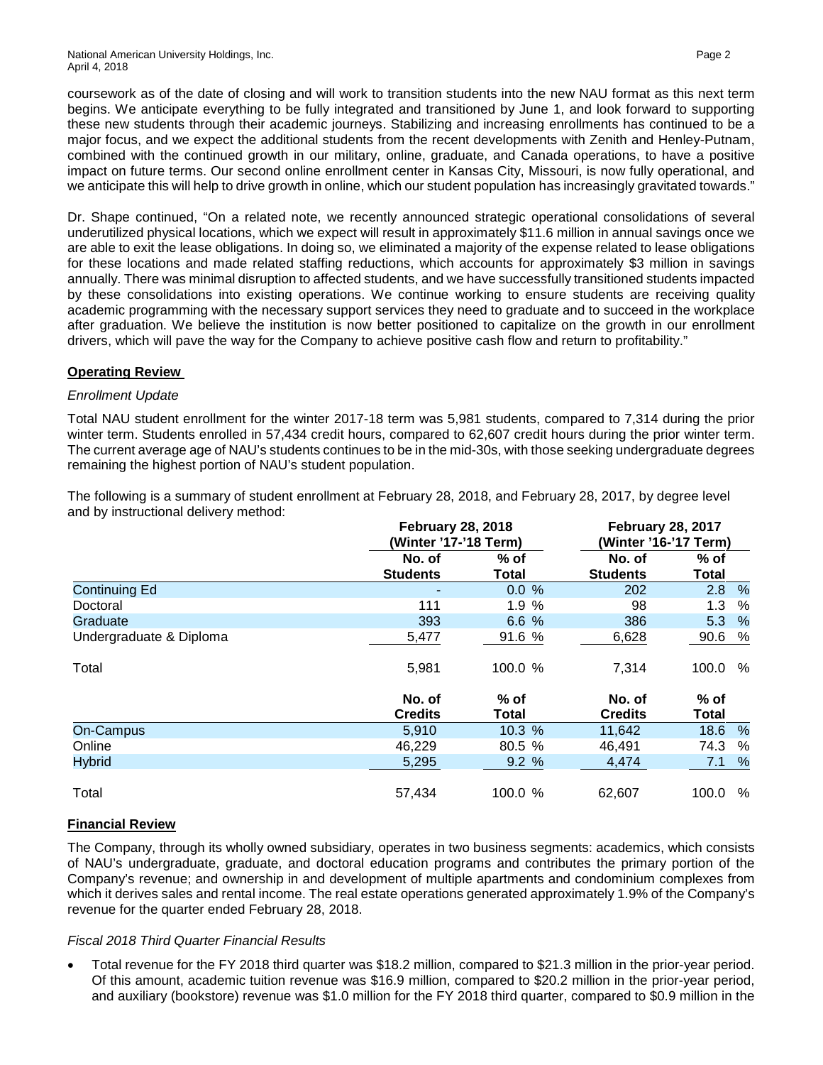coursework as of the date of closing and will work to transition students into the new NAU format as this next term begins. We anticipate everything to be fully integrated and transitioned by June 1, and look forward to supporting these new students through their academic journeys. Stabilizing and increasing enrollments has continued to be a major focus, and we expect the additional students from the recent developments with Zenith and Henley-Putnam, combined with the continued growth in our military, online, graduate, and Canada operations, to have a positive impact on future terms. Our second online enrollment center in Kansas City, Missouri, is now fully operational, and we anticipate this will help to drive growth in online, which our student population has increasingly gravitated towards."

Dr. Shape continued, "On a related note, we recently announced strategic operational consolidations of several underutilized physical locations, which we expect will result in approximately $11.6 million in annual savings once we are able to exit the lease obligations. In doing so, we eliminated a majority of the expense related to lease obligations for these locations and made related staffing reductions, which accounts for approximately $3 million in savings annually. There was minimal disruption to affected students, and we have successfully transitioned students impacted by these consolidations into existing operations. We continue working to ensure students are receiving quality academic programming with the necessary support services they need to graduate and to succeed in the workplace after graduation. We believe the institution is now better positioned to capitalize on the growth in our enrollment drivers, which will pave the way for the Company to achieve positive cash flow and return to profitability."

## Operating Review

*Enrollment Update*

Total NAU student enrollment for the winter 2017-18 term was 5,981 students, compared to 7,314 during the prior winter term. Students enrolled in 57,434 credit hours, compared to 62,607 credit hours during the prior winter term. The current average age of NAU's students continues to be in the mid-30s, with those seeking undergraduate degrees remaining the highest portion of NAU's student population.

The following is a summary of student enrollment at February 28, 2018, and February 28, 2017, by degree level and by instructional delivery method:

| | February 28, 2018 (Winter '17-'18 Term) | | February 28, 2017 (Winter '16-'17 Term) | |
|---|---|---|---|---|
| | No. of Students | % of Total | No. of Students | % of Total |
| Continuing Ed | - | 0.0 % | 202 | 2.8 % |
| Doctoral | 111 | 1.9 % | 98 | 1.3 % |
| Graduate | 393 | 6.6 % | 386 | 5.3 % |
| Undergraduate & Diploma | 5,477 | 91.6 % | 6,628 | 90.6 % |
| Total | 5,981 | 100.0 % | 7,314 | 100.0 % |
| | No. of Credits | % of Total | No. of Credits | % of Total |
| On-Campus | 5,910 | 10.3 % | 11,642 | 18.6 % |
| Online | 46,229 | 80.5 % | 46,491 | 74.3 % |
| Hybrid | 5,295 | 9.2 % | 4,474 | 7.1 % |
| Total | 57,434 | 100.0 % | 62,607 | 100.0 % |

## Financial Review

The Company, through its wholly owned subsidiary, operates in two business segments: academics, which consists of NAU's undergraduate, graduate, and doctoral education programs and contributes the primary portion of the Company's revenue; and ownership in and development of multiple apartments and condominium complexes from which it derives sales and rental income. The real estate operations generated approximately 1.9% of the Company's revenue for the quarter ended February 28, 2018.

*Fiscal 2018 Third Quarter Financial Results*

- Total revenue for the FY 2018 third quarter was $18.2 million, compared to $21.3 million in the prior-year period. Of this amount, academic tuition revenue was $16.9 million, compared to $20.2 million in the prior-year period, and auxiliary (bookstore) revenue was $1.0 million for the FY 2018 third quarter, compared to $0.9 million in the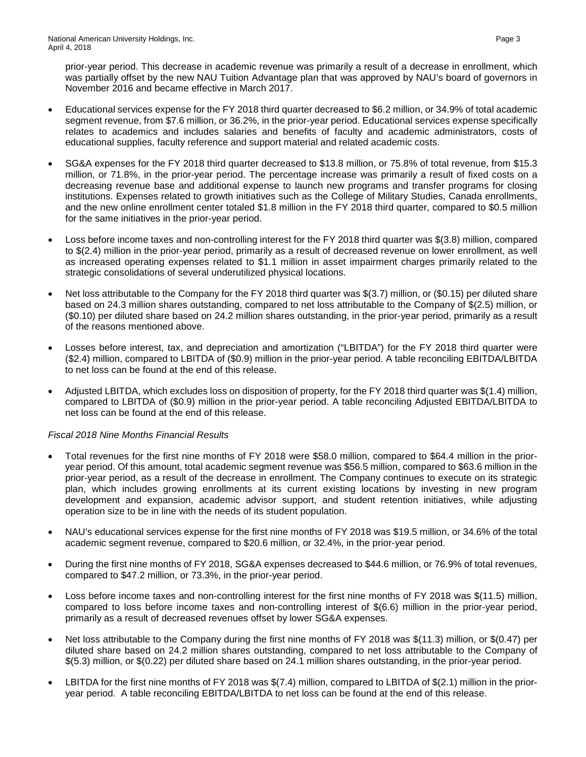prior-year period. This decrease in academic revenue was primarily a result of a decrease in enrollment, which was partially offset by the new NAU Tuition Advantage plan that was approved by NAU's board of governors in November 2016 and became effective in March 2017.

- Educational services expense for the FY 2018 third quarter decreased to $6.2 million, or 34.9% of total academic segment revenue, from $7.6 million, or 36.2%, in the prior-year period. Educational services expense specifically relates to academics and includes salaries and benefits of faculty and academic administrators, costs of educational supplies, faculty reference and support material and related academic costs.
- SG&A expenses for the FY 2018 third quarter decreased to $13.8 million, or 75.8% of total revenue, from $15.3 million, or 71.8%, in the prior-year period. The percentage increase was primarily a result of fixed costs on a decreasing revenue base and additional expense to launch new programs and transfer programs for closing institutions. Expenses related to growth initiatives such as the College of Military Studies, Canada enrollments, and the new online enrollment center totaled $1.8 million in the FY 2018 third quarter, compared to $0.5 million for the same initiatives in the prior-year period.
- Loss before income taxes and non-controlling interest for the FY 2018 third quarter was $(3.8) million, compared to $(2.4) million in the prior-year period, primarily as a result of decreased revenue on lower enrollment, as well as increased operating expenses related to $1.1 million in asset impairment charges primarily related to the strategic consolidations of several underutilized physical locations.
- Net loss attributable to the Company for the FY 2018 third quarter was $(3.7) million, or ($0.15) per diluted share based on 24.3 million shares outstanding, compared to net loss attributable to the Company of $(2.5) million, or ($0.10) per diluted share based on 24.2 million shares outstanding, in the prior-year period, primarily as a result of the reasons mentioned above.
- Losses before interest, tax, and depreciation and amortization ("LBITDA") for the FY 2018 third quarter were ($2.4) million, compared to LBITDA of ($0.9) million in the prior-year period. A table reconciling EBITDA/LBITDA to net loss can be found at the end of this release.
- Adjusted LBITDA, which excludes loss on disposition of property, for the FY 2018 third quarter was $(1.4) million, compared to LBITDA of ($0.9) million in the prior-year period. A table reconciling Adjusted EBITDA/LBITDA to net loss can be found at the end of this release.

*Fiscal 2018 Nine Months Financial Results*

- Total revenues for the first nine months of FY 2018 were $58.0 million, compared to $64.4 million in the prior-year period. Of this amount, total academic segment revenue was $56.5 million, compared to $63.6 million in the prior-year period, as a result of the decrease in enrollment. The Company continues to execute on its strategic plan, which includes growing enrollments at its current existing locations by investing in new program development and expansion, academic advisor support, and student retention initiatives, while adjusting operation size to be in line with the needs of its student population.
- NAU's educational services expense for the first nine months of FY 2018 was $19.5 million, or 34.6% of the total academic segment revenue, compared to $20.6 million, or 32.4%, in the prior-year period.
- During the first nine months of FY 2018, SG&A expenses decreased to $44.6 million, or 76.9% of total revenues, compared to $47.2 million, or 73.3%, in the prior-year period.
- Loss before income taxes and non-controlling interest for the first nine months of FY 2018 was $(11.5) million, compared to loss before income taxes and non-controlling interest of $(6.6) million in the prior-year period, primarily as a result of decreased revenues offset by lower SG&A expenses.
- Net loss attributable to the Company during the first nine months of FY 2018 was $(11.3) million, or $(0.47) per diluted share based on 24.2 million shares outstanding, compared to net loss attributable to the Company of $(5.3) million, or $(0.22) per diluted share based on 24.1 million shares outstanding, in the prior-year period.
- LBITDA for the first nine months of FY 2018 was $(7.4) million, compared to LBITDA of $(2.1) million in the prior-year period. A table reconciling EBITDA/LBITDA to net loss can be found at the end of this release.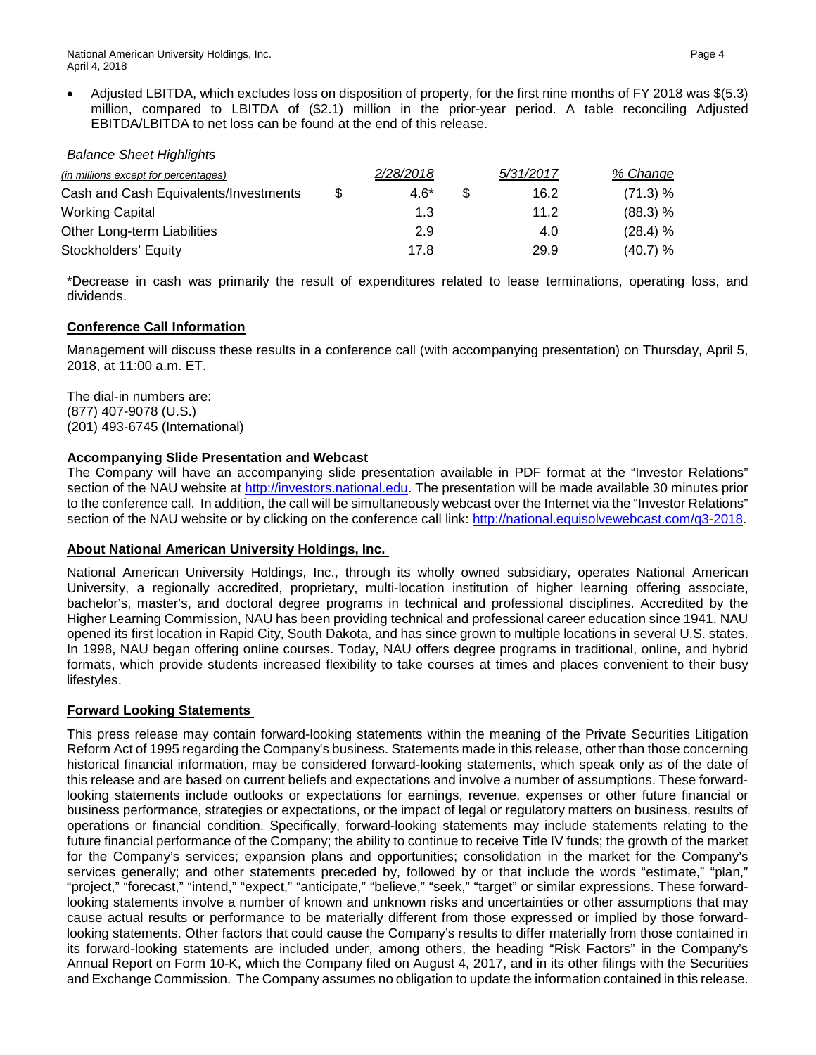- Adjusted LBITDA, which excludes loss on disposition of property, for the first nine months of FY 2018 was $(5.3) million, compared to LBITDA of ($2.1) million in the prior-year period. A table reconciling Adjusted EBITDA/LBITDA to net loss can be found at the end of this release.

*Balance Sheet Highlights*

| *(in millions except for percentages)* | *2/28/2018* | *5/31/2017* | *% Change* |
|---|---|---|---|
| Cash and Cash Equivalents/Investments | $ 4.6* | $ 16.2 | (71.3) % |
| Working Capital | 1.3 | 11.2 | (88.3) % |
| Other Long-term Liabilities | 2.9 | 4.0 | (28.4) % |
| Stockholders' Equity | 17.8 | 29.9 | (40.7) % |

*Decrease in cash was primarily the result of expenditures related to lease terminations, operating loss, and dividends.

## Conference Call Information

Management will discuss these results in a conference call (with accompanying presentation) on Thursday, April 5, 2018, at 11:00 a.m. ET.

The dial-in numbers are:
(877) 407-9078 (U.S.)
(201) 493-6745 (International)

### Accompanying Slide Presentation and Webcast

The Company will have an accompanying slide presentation available in PDF format at the "Investor Relations" section of the NAU website at http://investors.national.edu. The presentation will be made available 30 minutes prior to the conference call. In addition, the call will be simultaneously webcast over the Internet via the "Investor Relations" section of the NAU website or by clicking on the conference call link: http://national.equisolvewebcast.com/q3-2018.

## About National American University Holdings, Inc.

National American University Holdings, Inc., through its wholly owned subsidiary, operates National American University, a regionally accredited, proprietary, multi-location institution of higher learning offering associate, bachelor's, master's, and doctoral degree programs in technical and professional disciplines. Accredited by the Higher Learning Commission, NAU has been providing technical and professional career education since 1941. NAU opened its first location in Rapid City, South Dakota, and has since grown to multiple locations in several U.S. states. In 1998, NAU began offering online courses. Today, NAU offers degree programs in traditional, online, and hybrid formats, which provide students increased flexibility to take courses at times and places convenient to their busy lifestyles.

## Forward Looking Statements

This press release may contain forward-looking statements within the meaning of the Private Securities Litigation Reform Act of 1995 regarding the Company's business. Statements made in this release, other than those concerning historical financial information, may be considered forward-looking statements, which speak only as of the date of this release and are based on current beliefs and expectations and involve a number of assumptions. These forward-looking statements include outlooks or expectations for earnings, revenue, expenses or other future financial or business performance, strategies or expectations, or the impact of legal or regulatory matters on business, results of operations or financial condition. Specifically, forward-looking statements may include statements relating to the future financial performance of the Company; the ability to continue to receive Title IV funds; the growth of the market for the Company's services; expansion plans and opportunities; consolidation in the market for the Company's services generally; and other statements preceded by, followed by or that include the words "estimate," "plan," "project," "forecast," "intend," "expect," "anticipate," "believe," "seek," "target" or similar expressions. These forward-looking statements involve a number of known and unknown risks and uncertainties or other assumptions that may cause actual results or performance to be materially different from those expressed or implied by those forward-looking statements. Other factors that could cause the Company's results to differ materially from those contained in its forward-looking statements are included under, among others, the heading "Risk Factors" in the Company's Annual Report on Form 10-K, which the Company filed on August 4, 2017, and in its other filings with the Securities and Exchange Commission. The Company assumes no obligation to update the information contained in this release.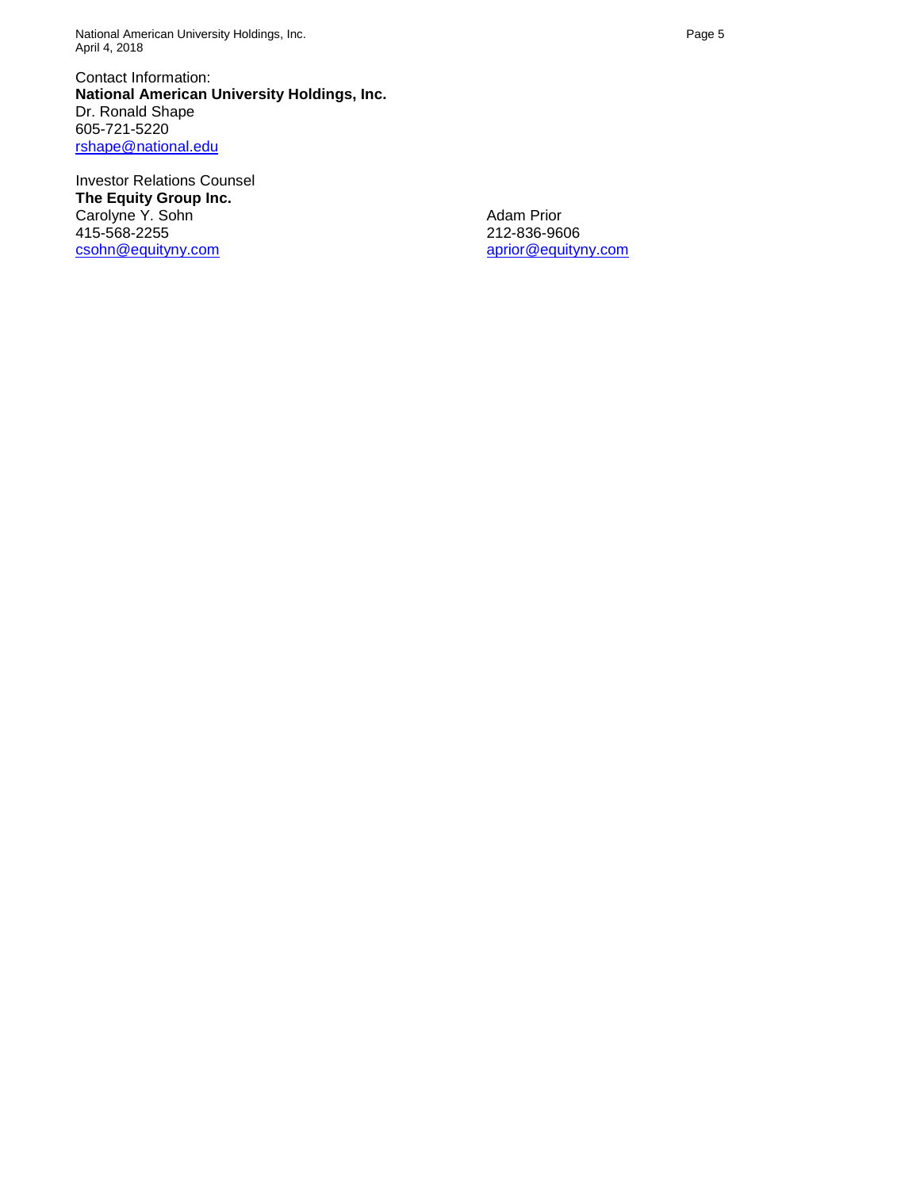Contact Information:
**National American University Holdings, Inc.**
Dr. Ronald Shape
605-721-5220
rshape@national.edu

Investor Relations Counsel
**The Equity Group Inc.**

Carolyne Y. Sohn
415-568-2255
csohn@equityny.com

Adam Prior
212-836-9606
aprior@equityny.com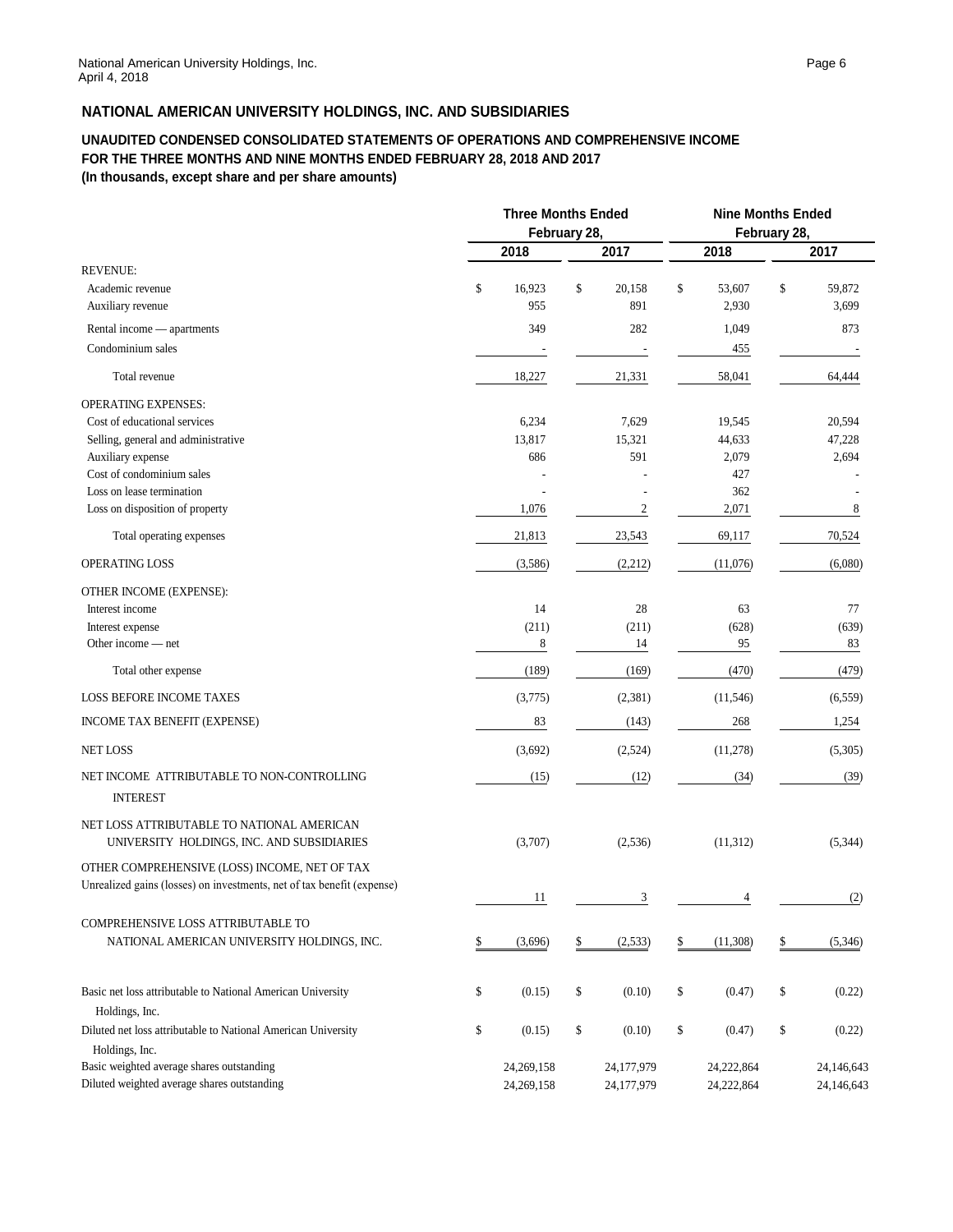## NATIONAL AMERICAN UNIVERSITY HOLDINGS, INC. AND SUBSIDIARIES

### UNAUDITED CONDENSED CONSOLIDATED STATEMENTS OF OPERATIONS AND COMPREHENSIVE INCOME
### FOR THE THREE MONTHS AND NINE MONTHS ENDED FEBRUARY 28, 2018 AND 2017
### (In thousands, except share and per share amounts)

| | Three Months Ended February 28, | | Nine Months Ended February 28, | |
|---|---|---|---|---|
| | 2018 | 2017 | 2018 | 2017 |
| REVENUE: | | | | |
| Academic revenue | $ 16,923 | $ 20,158 | $ 53,607 | $ 59,872 |
| Auxiliary revenue | 955 | 891 | 2,930 | 3,699 |
| Rental income — apartments | 349 | 282 | 1,049 | 873 |
| Condominium sales | - | - | 455 | - |
| Total revenue | 18,227 | 21,331 | 58,041 | 64,444 |
| OPERATING EXPENSES: | | | | |
| Cost of educational services | 6,234 | 7,629 | 19,545 | 20,594 |
| Selling, general and administrative | 13,817 | 15,321 | 44,633 | 47,228 |
| Auxiliary expense | 686 | 591 | 2,079 | 2,694 |
| Cost of condominium sales | - | - | 427 | - |
| Loss on lease termination | - | - | 362 | - |
| Loss on disposition of property | 1,076 | 2 | 2,071 | 8 |
| Total operating expenses | 21,813 | 23,543 | 69,117 | 70,524 |
| OPERATING LOSS | (3,586) | (2,212) | (11,076) | (6,080) |
| OTHER INCOME (EXPENSE): | | | | |
| Interest income | 14 | 28 | 63 | 77 |
| Interest expense | (211) | (211) | (628) | (639) |
| Other income — net | 8 | 14 | 95 | 83 |
| Total other expense | (189) | (169) | (470) | (479) |
| LOSS BEFORE INCOME TAXES | (3,775) | (2,381) | (11,546) | (6,559) |
| INCOME TAX BENEFIT (EXPENSE) | 83 | (143) | 268 | 1,254 |
| NET LOSS | (3,692) | (2,524) | (11,278) | (5,305) |
| NET INCOME ATTRIBUTABLE TO NON-CONTROLLING INTEREST | (15) | (12) | (34) | (39) |
| NET LOSS ATTRIBUTABLE TO NATIONAL AMERICAN UNIVERSITY HOLDINGS, INC. AND SUBSIDIARIES | (3,707) | (2,536) | (11,312) | (5,344) |
| OTHER COMPREHENSIVE (LOSS) INCOME, NET OF TAX | | | | |
| Unrealized gains (losses) on investments, net of tax benefit (expense) | 11 | 3 | 4 | (2) |
| COMPREHENSIVE LOSS ATTRIBUTABLE TO NATIONAL AMERICAN UNIVERSITY HOLDINGS, INC. | $ (3,696) | $ (2,533) | $ (11,308) | $ (5,346) |
| Basic net loss attributable to National American University Holdings, Inc. | $ (0.15) | $ (0.10) | $ (0.47) | $ (0.22) |
| Diluted net loss attributable to National American University Holdings, Inc. | $ (0.15) | $ (0.10) | $ (0.47) | $ (0.22) |
| Basic weighted average shares outstanding | 24,269,158 | 24,177,979 | 24,222,864 | 24,146,643 |
| Diluted weighted average shares outstanding | 24,269,158 | 24,177,979 | 24,222,864 | 24,146,643 |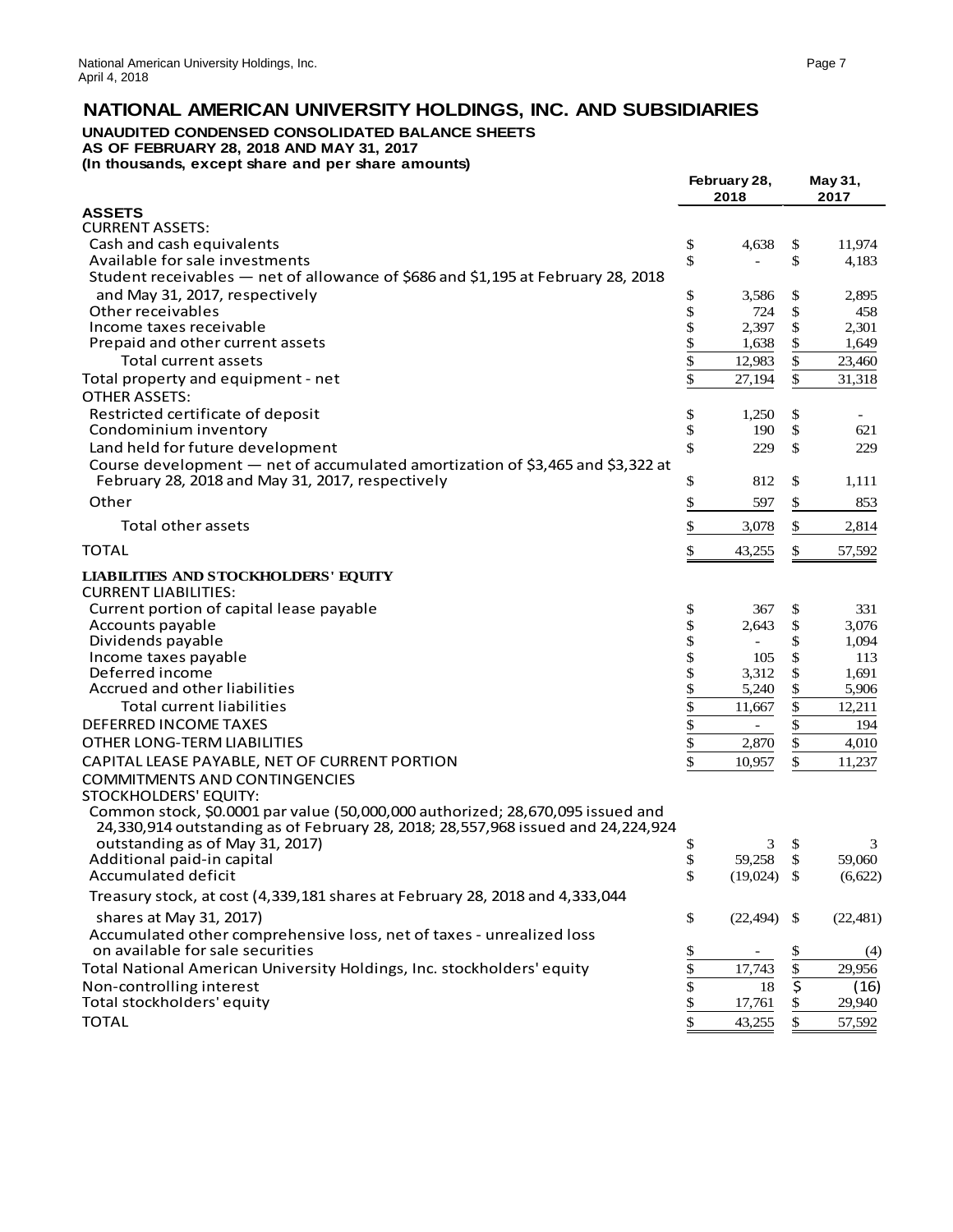# NATIONAL AMERICAN UNIVERSITY HOLDINGS, INC. AND SUBSIDIARIES

**UNAUDITED CONDENSED CONSOLIDATED BALANCE SHEETS**
**AS OF FEBRUARY 28, 2018 AND MAY 31, 2017**
**(In thousands, except share and per share amounts)**

| | February 28, 2018 | May 31, 2017 |
|---|---|---|
| **ASSETS** | | |
| CURRENT ASSETS: | | |
| Cash and cash equivalents | $ 4,638 | $ 11,974 |
| Available for sale investments | $ - | $ 4,183 |
| Student receivables — net of allowance of $686 and $1,195 at February 28, 2018 and May 31, 2017, respectively | $ 3,586 | $ 2,895 |
| Other receivables | $ 724 | $ 458 |
| Income taxes receivable | $ 2,397 | $ 2,301 |
| Prepaid and other current assets | $ 1,638 | $ 1,649 |
| Total current assets | $ 12,983 | $ 23,460 |
| Total property and equipment - net | $ 27,194 | $ 31,318 |
| OTHER ASSETS: | | |
| Restricted certificate of deposit | $ 1,250 | $ - |
| Condominium inventory | $ 190 | $ 621 |
| Land held for future development | $ 229 | $ 229 |
| Course development — net of accumulated amortization of $3,465 and $3,322 at February 28, 2018 and May 31, 2017, respectively | $ 812 | $ 1,111 |
| Other | $ 597 | $ 853 |
| Total other assets | $ 3,078 | $ 2,814 |
| TOTAL | $ 43,255 | $ 57,592 |
| **LIABILITIES AND STOCKHOLDERS' EQUITY** | | |
| CURRENT LIABILITIES: | | |
| Current portion of capital lease payable | $ 367 | $ 331 |
| Accounts payable | $ 2,643 | $ 3,076 |
| Dividends payable | $ - | $ 1,094 |
| Income taxes payable | $ 105 | $ 113 |
| Deferred income | $ 3,312 | $ 1,691 |
| Accrued and other liabilities | $ 5,240 | $ 5,906 |
| Total current liabilities | $ 11,667 | $ 12,211 |
| DEFERRED INCOME TAXES | $ - | $ 194 |
| OTHER LONG-TERM LIABILITIES | $ 2,870 | $ 4,010 |
| CAPITAL LEASE PAYABLE, NET OF CURRENT PORTION | $ 10,957 | $ 11,237 |
| COMMITMENTS AND CONTINGENCIES | | |
| STOCKHOLDERS' EQUITY: | | |
| Common stock, $0.0001 par value (50,000,000 authorized; 28,670,095 issued and 24,330,914 outstanding as of February 28, 2018; 28,557,968 issued and 24,224,924 outstanding as of May 31, 2017) | $ 3 | $ 3 |
| Additional paid-in capital | $ 59,258 | $ 59,060 |
| Accumulated deficit | $ (19,024) | $ (6,622) |
| Treasury stock, at cost (4,339,181 shares at February 28, 2018 and 4,333,044 shares at May 31, 2017) | $ (22,494) | $ (22,481) |
| Accumulated other comprehensive loss, net of taxes - unrealized loss on available for sale securities | $ - | $ (4) |
| Total National American University Holdings, Inc. stockholders' equity | $ 17,743 | $ 29,956 |
| Non-controlling interest | $ 18 | $ (16) |
| Total stockholders' equity | $ 17,761 | $ 29,940 |
| TOTAL | $ 43,255 | $ 57,592 |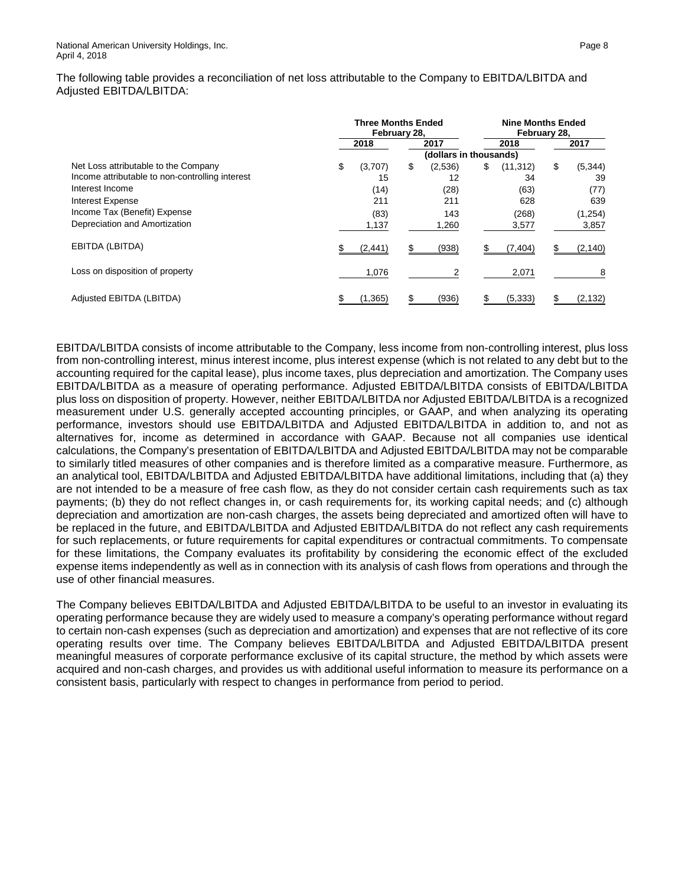The following table provides a reconciliation of net loss attributable to the Company to EBITDA/LBITDA and Adjusted EBITDA/LBITDA:

| | Three Months Ended February 28, | | Nine Months Ended February 28, | |
|---|---|---|---|---|
| | 2018 | 2017 | 2018 | 2017 |
| | (dollars in thousands) | | | |
| Net Loss attributable to the Company | $ (3,707) | $ (2,536) | $ (11,312) | $ (5,344) |
| Income attributable to non-controlling interest | 15 | 12 | 34 | 39 |
| Interest Income | (14) | (28) | (63) | (77) |
| Interest Expense | 211 | 211 | 628 | 639 |
| Income Tax (Benefit) Expense | (83) | 143 | (268) | (1,254) |
| Depreciation and Amortization | 1,137 | 1,260 | 3,577 | 3,857 |
| EBITDA (LBITDA) | $ (2,441) | $ (938) | $ (7,404) | $ (2,140) |
| Loss on disposition of property | 1,076 | 2 | 2,071 | 8 |
| Adjusted EBITDA (LBITDA) | $ (1,365) | $ (936) | $ (5,333) | $ (2,132) |

EBITDA/LBITDA consists of income attributable to the Company, less income from non-controlling interest, plus loss from non-controlling interest, minus interest income, plus interest expense (which is not related to any debt but to the accounting required for the capital lease), plus income taxes, plus depreciation and amortization. The Company uses EBITDA/LBITDA as a measure of operating performance. Adjusted EBITDA/LBITDA consists of EBITDA/LBITDA plus loss on disposition of property. However, neither EBITDA/LBITDA nor Adjusted EBITDA/LBITDA is a recognized measurement under U.S. generally accepted accounting principles, or GAAP, and when analyzing its operating performance, investors should use EBITDA/LBITDA and Adjusted EBITDA/LBITDA in addition to, and not as alternatives for, income as determined in accordance with GAAP. Because not all companies use identical calculations, the Company's presentation of EBITDA/LBITDA and Adjusted EBITDA/LBITDA may not be comparable to similarly titled measures of other companies and is therefore limited as a comparative measure. Furthermore, as an analytical tool, EBITDA/LBITDA and Adjusted EBITDA/LBITDA have additional limitations, including that (a) they are not intended to be a measure of free cash flow, as they do not consider certain cash requirements such as tax payments; (b) they do not reflect changes in, or cash requirements for, its working capital needs; and (c) although depreciation and amortization are non-cash charges, the assets being depreciated and amortized often will have to be replaced in the future, and EBITDA/LBITDA and Adjusted EBITDA/LBITDA do not reflect any cash requirements for such replacements, or future requirements for capital expenditures or contractual commitments. To compensate for these limitations, the Company evaluates its profitability by considering the economic effect of the excluded expense items independently as well as in connection with its analysis of cash flows from operations and through the use of other financial measures.

The Company believes EBITDA/LBITDA and Adjusted EBITDA/LBITDA to be useful to an investor in evaluating its operating performance because they are widely used to measure a company's operating performance without regard to certain non-cash expenses (such as depreciation and amortization) and expenses that are not reflective of its core operating results over time. The Company believes EBITDA/LBITDA and Adjusted EBITDA/LBITDA present meaningful measures of corporate performance exclusive of its capital structure, the method by which assets were acquired and non-cash charges, and provides us with additional useful information to measure its performance on a consistent basis, particularly with respect to changes in performance from period to period.